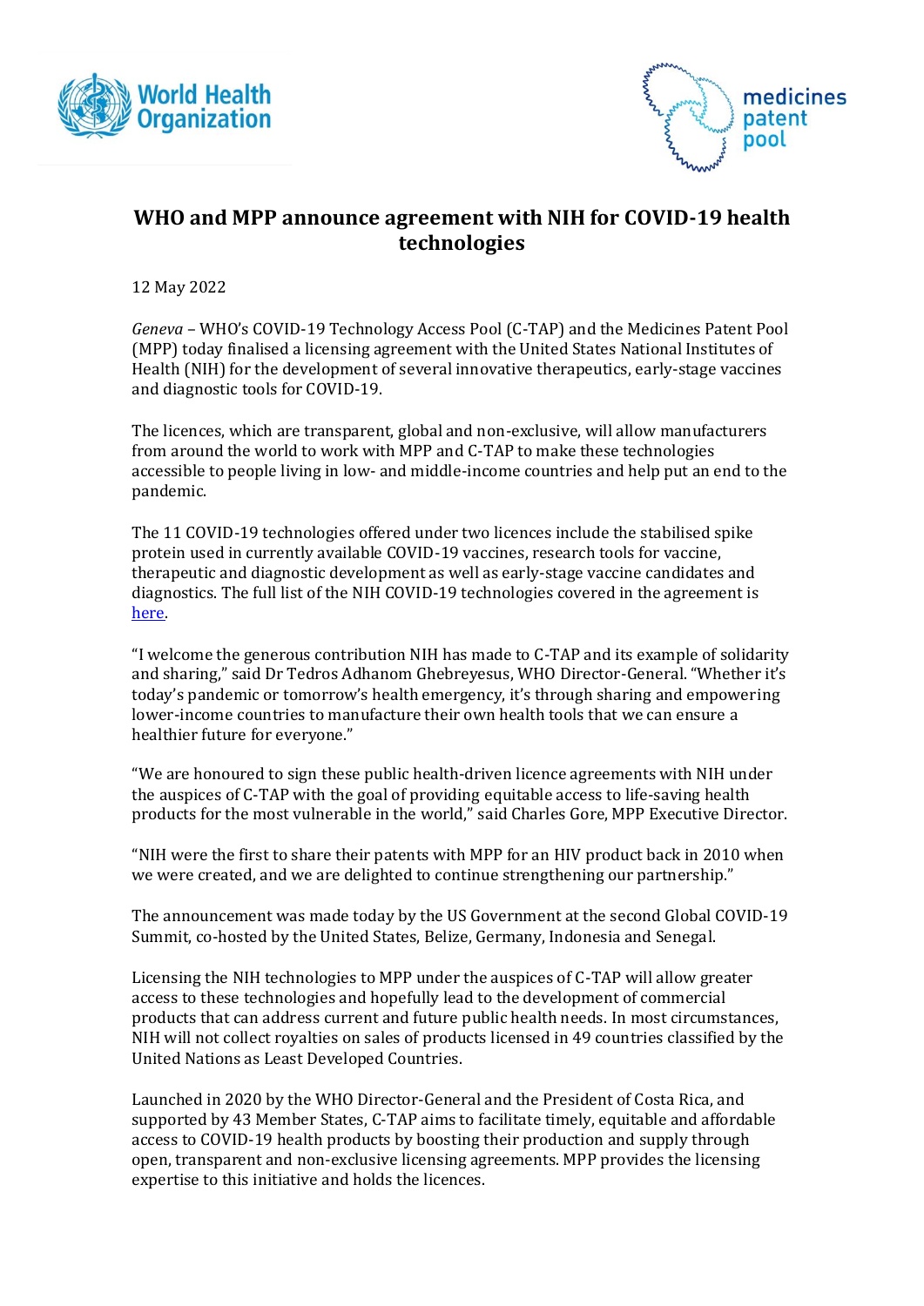# WHO and MPP announce agreement with NIH for COVID-19 health technologies

12 May 2022

*Geneva* – WHO's COVID-19 Technology Access Pool (C-TAP) and the Medicines Patent Pool (MPP) today finalised a licensing agreement with the United States National Institutes of Health (NIH) for the development of several innovative therapeutics, early-stage vaccines and diagnostic tools for COVID-19.

The licences, which are transparent, global and non-exclusive, will allow manufacturers from around the world to work with MPP and C-TAP to make these technologies accessible to people living in low- and middle-income countries and help put an end to the pandemic.

The 11 COVID-19 technologies offered under two licences include the stabilised spike protein used in currently available COVID-19 vaccines, research tools for vaccine, therapeutic and diagnostic development as well as early-stage vaccine candidates and diagnostics. The full list of the NIH COVID-19 technologies covered in the agreement is here.

"I welcome the generous contribution NIH has made to C-TAP and its example of solidarity and sharing," said Dr Tedros Adhanom Ghebreyesus, WHO Director-General. "Whether it's today's pandemic or tomorrow's health emergency, it's through sharing and empowering lower-income countries to manufacture their own health tools that we can ensure a healthier future for everyone."

"We are honoured to sign these public health-driven licence agreements with NIH under the auspices of C-TAP with the goal of providing equitable access to life-saving health products for the most vulnerable in the world," said Charles Gore, MPP Executive Director.

"NIH were the first to share their patents with MPP for an HIV product back in 2010 when we were created, and we are delighted to continue strengthening our partnership."

The announcement was made today by the US Government at the second Global COVID-19 Summit, co-hosted by the United States, Belize, Germany, Indonesia and Senegal.

Licensing the NIH technologies to MPP under the auspices of C-TAP will allow greater access to these technologies and hopefully lead to the development of commercial products that can address current and future public health needs. In most circumstances, NIH will not collect royalties on sales of products licensed in 49 countries classified by the United Nations as Least Developed Countries.

Launched in 2020 by the WHO Director-General and the President of Costa Rica, and supported by 43 Member States, C-TAP aims to facilitate timely, equitable and affordable access to COVID-19 health products by boosting their production and supply through open, transparent and non-exclusive licensing agreements. MPP provides the licensing expertise to this initiative and holds the licences.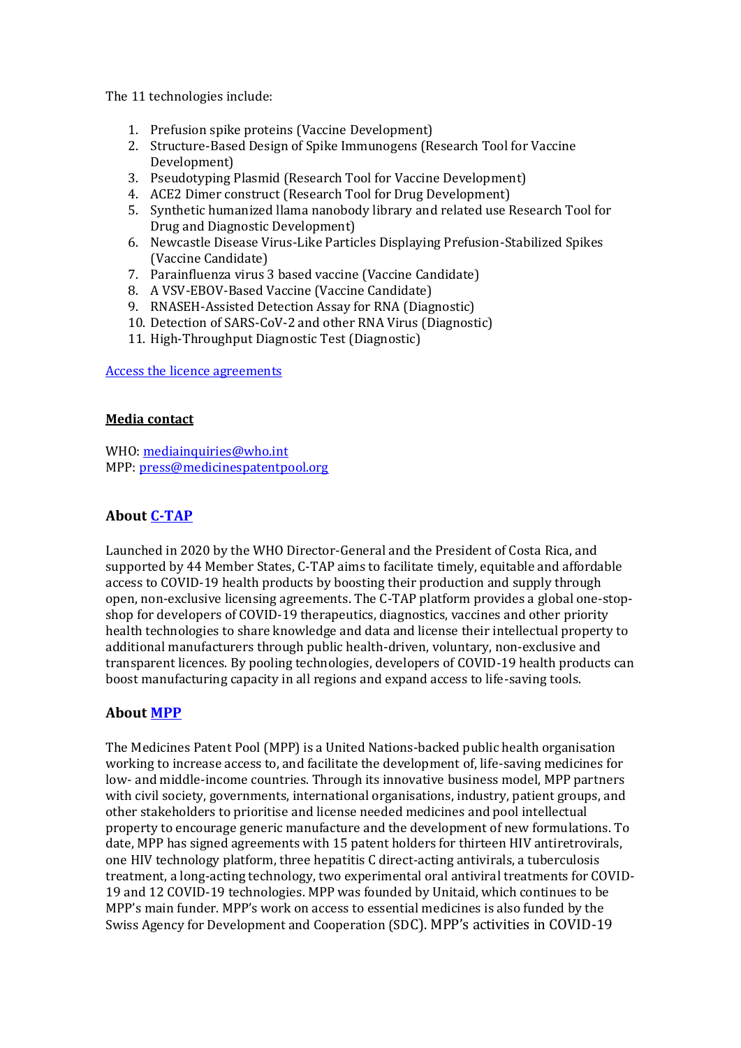The 11 technologies include:

1. Prefusion spike proteins (Vaccine Development)
2. Structure-Based Design of Spike Immunogens (Research Tool for Vaccine Development)
3. Pseudotyping Plasmid (Research Tool for Vaccine Development)
4. ACE2 Dimer construct (Research Tool for Drug Development)
5. Synthetic humanized llama nanobody library and related use Research Tool for Drug and Diagnostic Development)
6. Newcastle Disease Virus-Like Particles Displaying Prefusion-Stabilized Spikes (Vaccine Candidate)
7. Parainfluenza virus 3 based vaccine (Vaccine Candidate)
8. A VSV-EBOV-Based Vaccine (Vaccine Candidate)
9. RNASEH-Assisted Detection Assay for RNA (Diagnostic)
10. Detection of SARS-CoV-2 and other RNA Virus (Diagnostic)
11. High-Throughput Diagnostic Test (Diagnostic)

Access the licence agreements

**Media contact**

WHO: mediainquiries@who.int
MPP: press@medicinespatentpool.org

### About C-TAP

Launched in 2020 by the WHO Director-General and the President of Costa Rica, and supported by 44 Member States, C-TAP aims to facilitate timely, equitable and affordable access to COVID-19 health products by boosting their production and supply through open, non-exclusive licensing agreements. The C-TAP platform provides a global one-stop-shop for developers of COVID-19 therapeutics, diagnostics, vaccines and other priority health technologies to share knowledge and data and license their intellectual property to additional manufacturers through public health-driven, voluntary, non-exclusive and transparent licences. By pooling technologies, developers of COVID-19 health products can boost manufacturing capacity in all regions and expand access to life-saving tools.

### About MPP

The Medicines Patent Pool (MPP) is a United Nations-backed public health organisation working to increase access to, and facilitate the development of, life-saving medicines for low- and middle-income countries. Through its innovative business model, MPP partners with civil society, governments, international organisations, industry, patient groups, and other stakeholders to prioritise and license needed medicines and pool intellectual property to encourage generic manufacture and the development of new formulations. To date, MPP has signed agreements with 15 patent holders for thirteen HIV antiretrovirals, one HIV technology platform, three hepatitis C direct-acting antivirals, a tuberculosis treatment, a long-acting technology, two experimental oral antiviral treatments for COVID-19 and 12 COVID-19 technologies. MPP was founded by Unitaid, which continues to be MPP's main funder. MPP's work on access to essential medicines is also funded by the Swiss Agency for Development and Cooperation (SDC). MPP's activities in COVID-19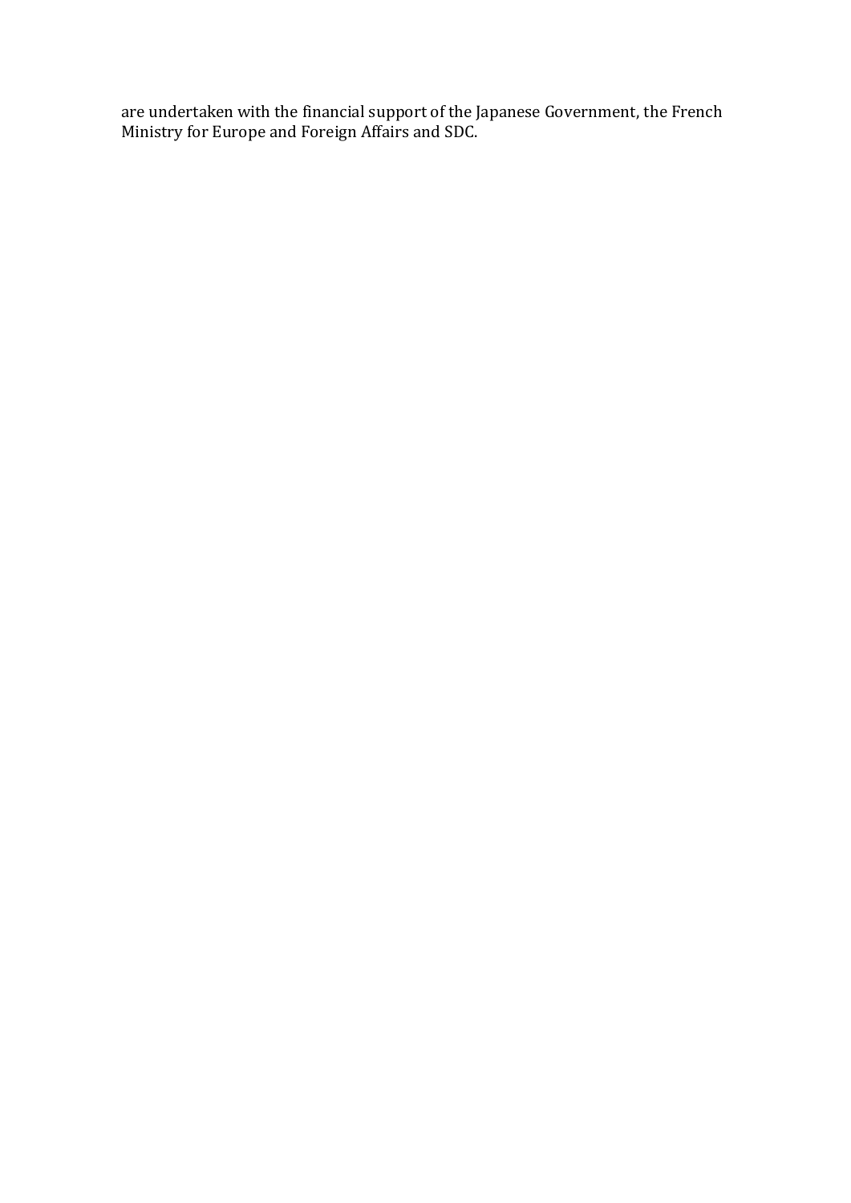are undertaken with the financial support of the Japanese Government, the French Ministry for Europe and Foreign Affairs and SDC.